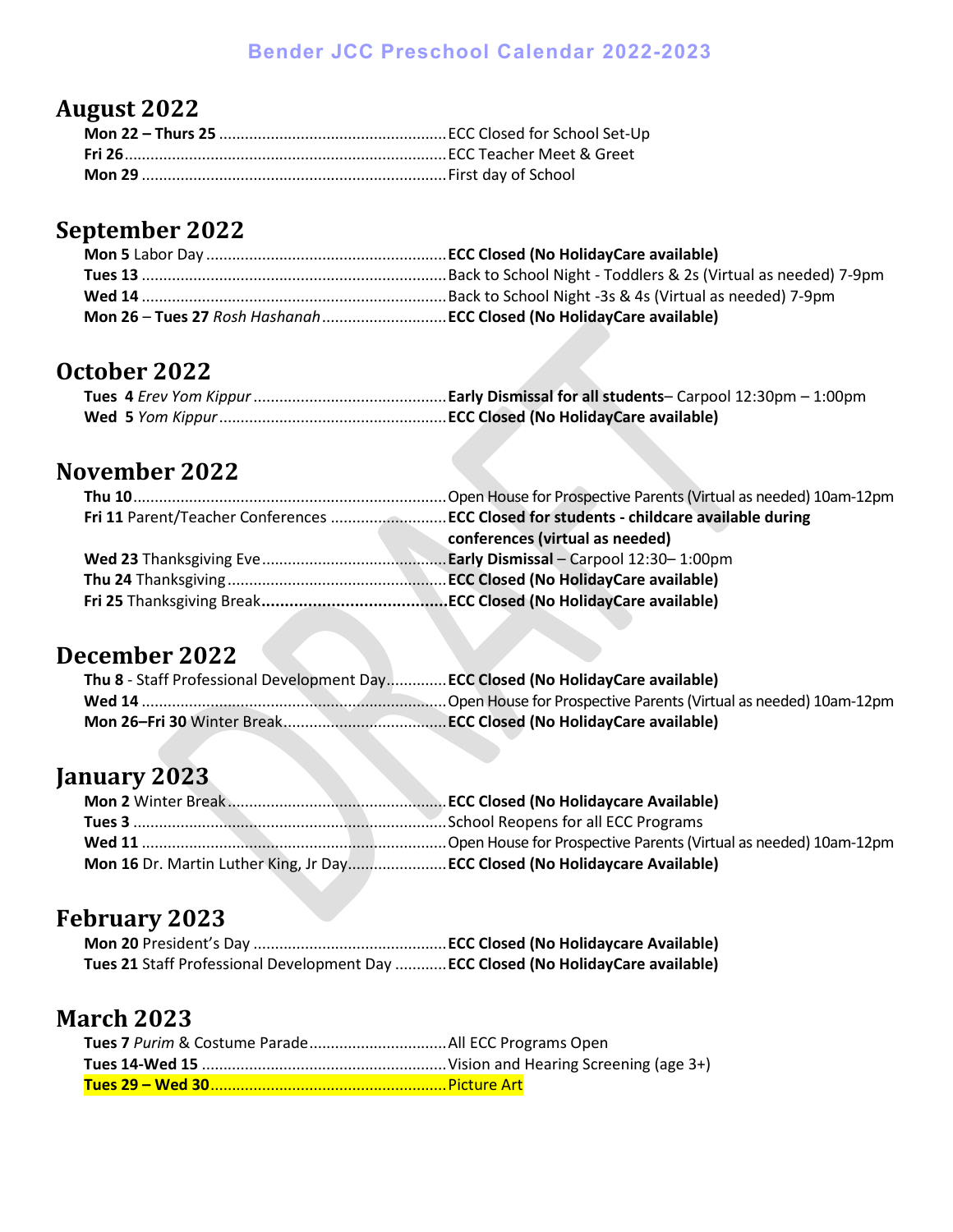# Bender JCC Preschool Calendar 2022-2023

## August 2022

**Mon 22 – Thurs 25** .......... ECC Closed for School Set-Up
**Fri 26** .......... ECC Teacher Meet & Greet
**Mon 29** .......... First day of School

## September 2022

**Mon 5** Labor Day .......... **ECC Closed (No HolidayCare available)**
**Tues 13** .......... Back to School Night - Toddlers & 2s (Virtual as needed) 7-9pm
**Wed 14** .......... Back to School Night -3s & 4s (Virtual as needed) 7-9pm
**Mon 26** – **Tues 27** *Rosh Hashanah* .......... **ECC Closed (No HolidayCare available)**

## October 2022

**Tues 4** *Erev Yom Kippur* .......... **Early Dismissal for all students**– Carpool 12:30pm – 1:00pm
**Wed 5** *Yom Kippur* .......... **ECC Closed (No HolidayCare available)**

## November 2022

**Thu 10** .......... Open House for Prospective Parents (Virtual as needed) 10am-12pm
**Fri 11** Parent/Teacher Conferences .......... **ECC Closed for students - childcare available during conferences (virtual as needed)**
**Wed 23** Thanksgiving Eve .......... **Early Dismissal** – Carpool 12:30– 1:00pm
**Thu 24** Thanksgiving .......... **ECC Closed (No HolidayCare available)**
**Fri 25** Thanksgiving Break .......... **ECC Closed (No HolidayCare available)**

## December 2022

**Thu 8** - Staff Professional Development Day .......... **ECC Closed (No HolidayCare available)**
**Wed 14** .......... Open House for Prospective Parents (Virtual as needed) 10am-12pm
**Mon 26–Fri 30** Winter Break .......... **ECC Closed (No HolidayCare available)**

## January 2023

**Mon 2** Winter Break .......... **ECC Closed (No Holidaycare Available)**
**Tues 3** .......... School Reopens for all ECC Programs
**Wed 11** .......... Open House for Prospective Parents (Virtual as needed) 10am-12pm
**Mon 16** Dr. Martin Luther King, Jr Day .......... **ECC Closed (No Holidaycare Available)**

## February 2023

**Mon 20** President's Day .......... **ECC Closed (No Holidaycare Available)**
**Tues 21** Staff Professional Development Day .......... **ECC Closed (No HolidayCare available)**

## March 2023

**Tues 7** *Purim* & Costume Parade .......... All ECC Programs Open
**Tues 14-Wed 15** .......... Vision and Hearing Screening (age 3+)
**Tues 29 – Wed 30** .......... Picture Art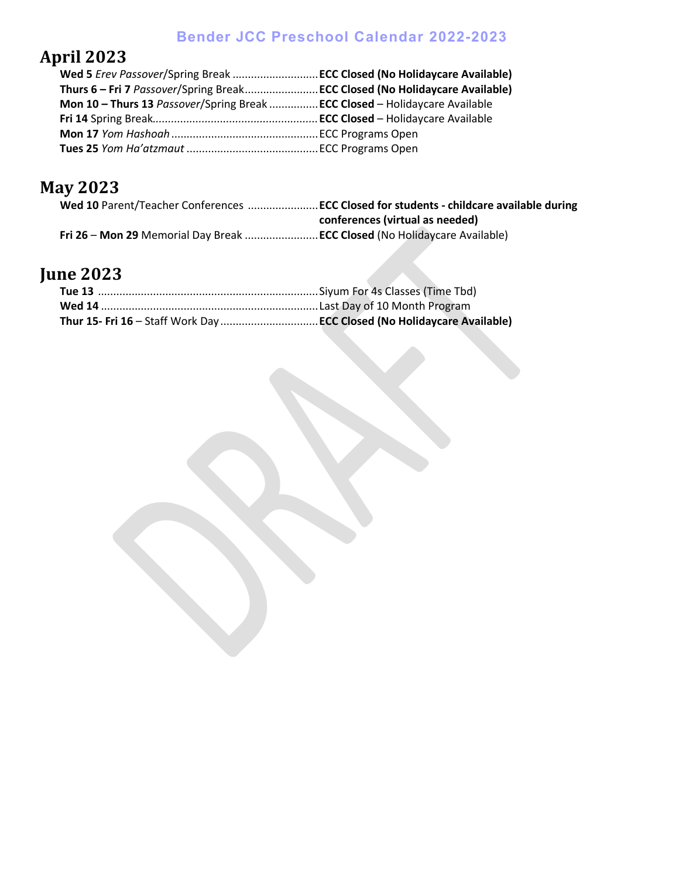# Bender JCC Preschool Calendar 2022-2023

## April 2023

**Wed 5** *Erev Passover*/Spring Break ............................ **ECC Closed (No Holidaycare Available)**
**Thurs 6 – Fri 7** *Passover*/Spring Break........................ **ECC Closed (No Holidaycare Available)**
**Mon 10 – Thurs 13** *Passover*/Spring Break ................ **ECC Closed** – Holidaycare Available
**Fri 14** Spring Break...................................................... **ECC Closed** – Holidaycare Available
**Mon 17** *Yom Hashoah* ................................................ ECC Programs Open
**Tues 25** *Yom Ha'atzmaut* ........................................... ECC Programs Open

## May 2023

**Wed 10** Parent/Teacher Conferences ....................... **ECC Closed for students - childcare available during conferences (virtual as needed)**
**Fri 26** – **Mon 29** Memorial Day Break ........................ **ECC Closed** (No Holidaycare Available)

## June 2023

**Tue 13** ....................................................................... Siyum For 4s Classes (Time Tbd)
**Wed 14** ...................................................................... Last Day of 10 Month Program
**Thur 15- Fri 16** – Staff Work Day ................................ **ECC Closed (No Holidaycare Available)**

DRAFT